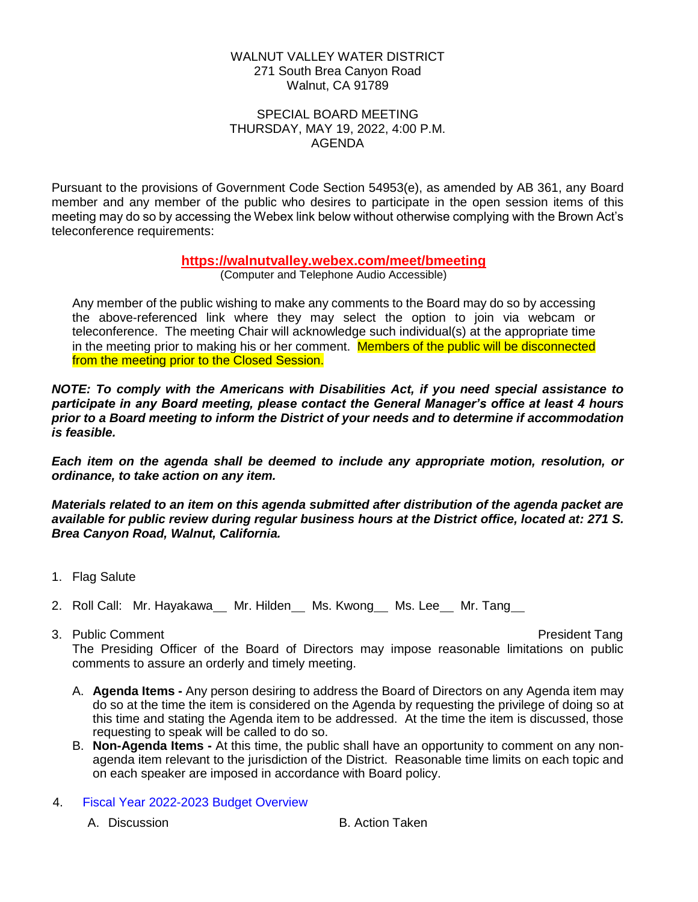WALNUT VALLEY WATER DISTRICT
271 South Brea Canyon Road
Walnut, CA 91789

SPECIAL BOARD MEETING
THURSDAY, MAY 19, 2022, 4:00 P.M.
AGENDA

Pursuant to the provisions of Government Code Section 54953(e), as amended by AB 361, any Board member and any member of the public who desires to participate in the open session items of this meeting may do so by accessing the Webex link below without otherwise complying with the Brown Act's teleconference requirements:

**https://walnutvalley.webex.com/meet/bmeeting**
(Computer and Telephone Audio Accessible)

Any member of the public wishing to make any comments to the Board may do so by accessing the above-referenced link where they may select the option to join via webcam or teleconference. The meeting Chair will acknowledge such individual(s) at the appropriate time in the meeting prior to making his or her comment. Members of the public will be disconnected from the meeting prior to the Closed Session.

***NOTE: To comply with the Americans with Disabilities Act, if you need special assistance to participate in any Board meeting, please contact the General Manager's office at least 4 hours prior to a Board meeting to inform the District of your needs and to determine if accommodation is feasible.***

***Each item on the agenda shall be deemed to include any appropriate motion, resolution, or ordinance, to take action on any item.***

***Materials related to an item on this agenda submitted after distribution of the agenda packet are available for public review during regular business hours at the District office, located at: 271 S. Brea Canyon Road, Walnut, California.***

1. Flag Salute

2. Roll Call: Mr. Hayakawa__ Mr. Hilden__ Ms. Kwong__ Ms. Lee__ Mr. Tang__

3. Public Comment — President Tang

   The Presiding Officer of the Board of Directors may impose reasonable limitations on public comments to assure an orderly and timely meeting.

   A. **Agenda Items -** Any person desiring to address the Board of Directors on any Agenda item may do so at the time the item is considered on the Agenda by requesting the privilege of doing so at this time and stating the Agenda item to be addressed. At the time the item is discussed, those requesting to speak will be called to do so.
   B. **Non-Agenda Items -** At this time, the public shall have an opportunity to comment on any non-agenda item relevant to the jurisdiction of the District. Reasonable time limits on each topic and on each speaker are imposed in accordance with Board policy.

4. Fiscal Year 2022-2023 Budget Overview

   A. Discussion
   B. Action Taken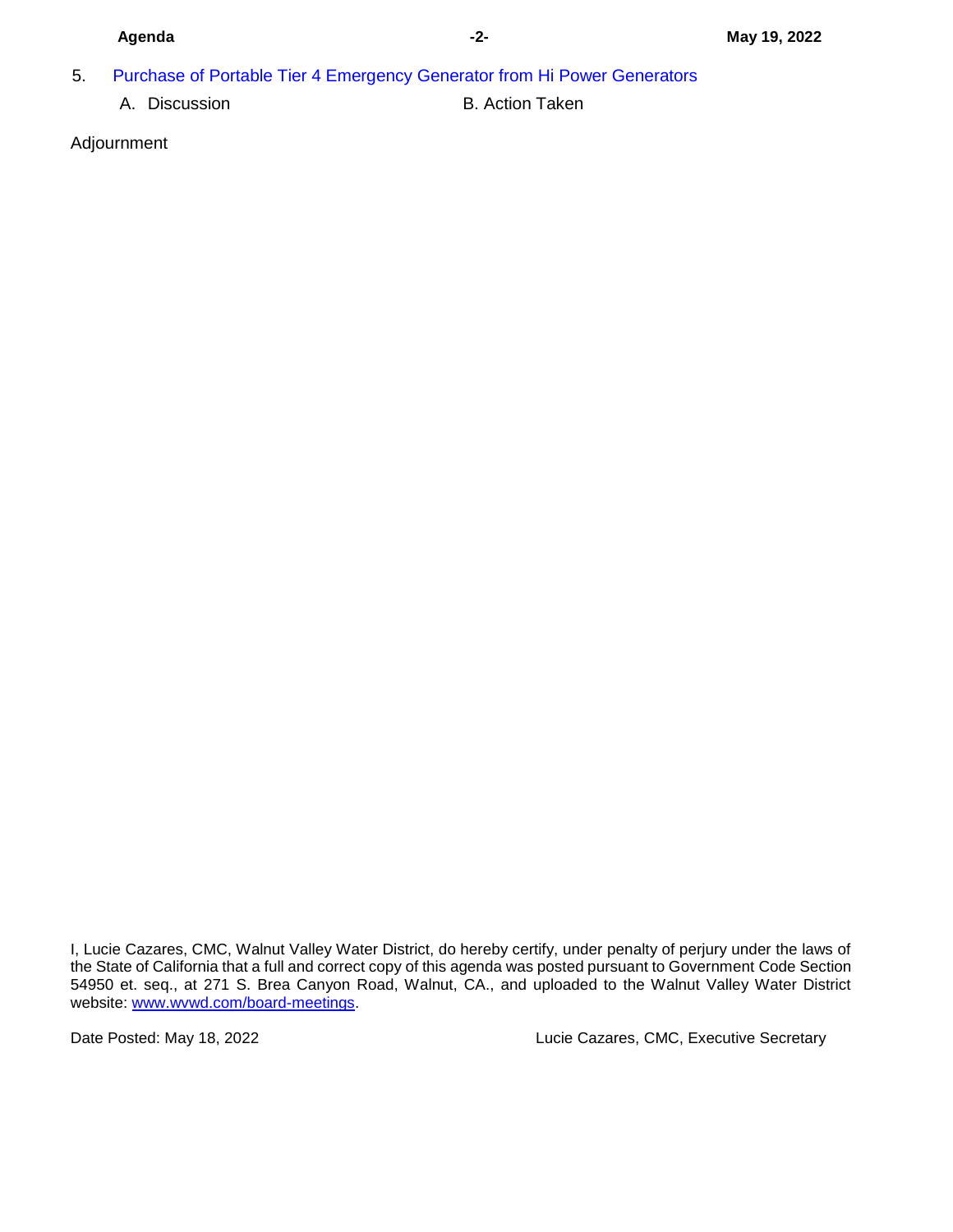5. Purchase of Portable Tier 4 Emergency Generator from Hi Power Generators

   A. Discussion                                    B. Action Taken

Adjournment

I, Lucie Cazares, CMC, Walnut Valley Water District, do hereby certify, under penalty of perjury under the laws of the State of California that a full and correct copy of this agenda was posted pursuant to Government Code Section 54950 et. seq., at 271 S. Brea Canyon Road, Walnut, CA., and uploaded to the Walnut Valley Water District website: [www.wvwd.com/board-meetings](http://www.wvwd.com/board-meetings).

Date Posted: May 18, 2022                                    Lucie Cazares, CMC, Executive Secretary